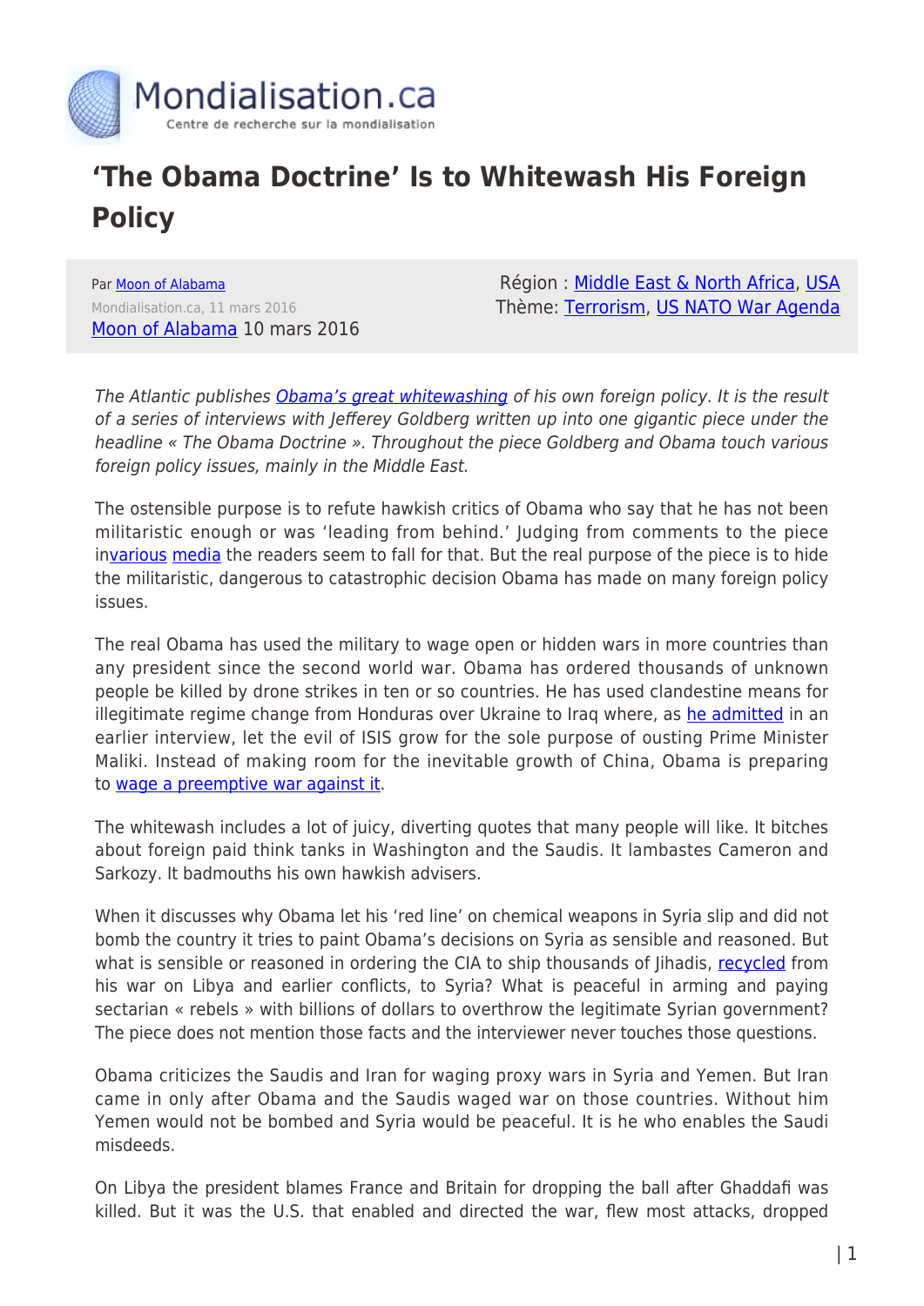# 'The Obama Doctrine' Is to Whitewash His Foreign Policy

Par Moon of Alabama
Mondialisation.ca, 11 mars 2016
Moon of Alabama 10 mars 2016

Région : Middle East & North Africa, USA
Thème: Terrorism, US NATO War Agenda

*The Atlantic publishes Obama's great whitewashing of his own foreign policy. It is the result of a series of interviews with Jefferey Goldberg written up into one gigantic piece under the headline « The Obama Doctrine ». Throughout the piece Goldberg and Obama touch various foreign policy issues, mainly in the Middle East.*

The ostensible purpose is to refute hawkish critics of Obama who say that he has not been militaristic enough or was 'leading from behind.' Judging from comments to the piece invarious media the readers seem to fall for that. But the real purpose of the piece is to hide the militaristic, dangerous to catastrophic decision Obama has made on many foreign policy issues.

The real Obama has used the military to wage open or hidden wars in more countries than any president since the second world war. Obama has ordered thousands of unknown people be killed by drone strikes in ten or so countries. He has used clandestine means for illegitimate regime change from Honduras over Ukraine to Iraq where, as he admitted in an earlier interview, let the evil of ISIS grow for the sole purpose of ousting Prime Minister Maliki. Instead of making room for the inevitable growth of China, Obama is preparing to wage a preemptive war against it.

The whitewash includes a lot of juicy, diverting quotes that many people will like. It bitches about foreign paid think tanks in Washington and the Saudis. It lambastes Cameron and Sarkozy. It badmouths his own hawkish advisers.

When it discusses why Obama let his 'red line' on chemical weapons in Syria slip and did not bomb the country it tries to paint Obama's decisions on Syria as sensible and reasoned. But what is sensible or reasoned in ordering the CIA to ship thousands of Jihadis, recycled from his war on Libya and earlier conflicts, to Syria? What is peaceful in arming and paying sectarian « rebels » with billions of dollars to overthrow the legitimate Syrian government? The piece does not mention those facts and the interviewer never touches those questions.

Obama criticizes the Saudis and Iran for waging proxy wars in Syria and Yemen. But Iran came in only after Obama and the Saudis waged war on those countries. Without him Yemen would not be bombed and Syria would be peaceful. It is he who enables the Saudi misdeeds.

On Libya the president blames France and Britain for dropping the ball after Ghaddafi was killed. But it was the U.S. that enabled and directed the war, flew most attacks, dropped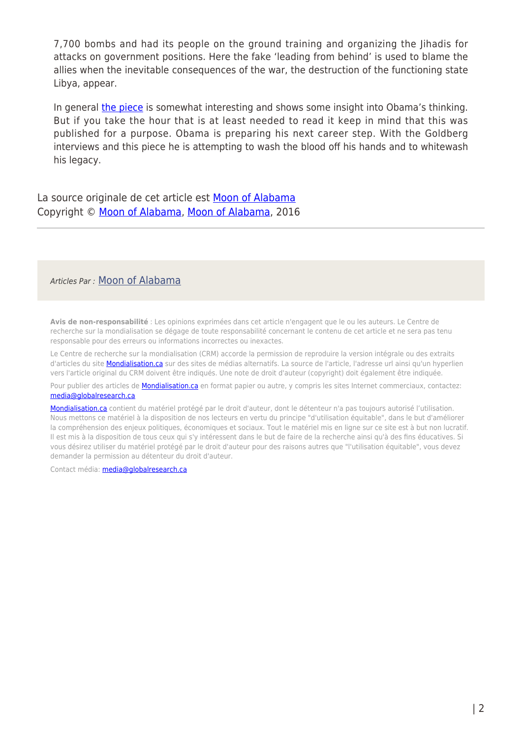7,700 bombs and had its people on the ground training and organizing the Jihadis for attacks on government positions. Here the fake 'leading from behind' is used to blame the allies when the inevitable consequences of the war, the destruction of the functioning state Libya, appear.

In general the piece is somewhat interesting and shows some insight into Obama's thinking. But if you take the hour that is at least needed to read it keep in mind that this was published for a purpose. Obama is preparing his next career step. With the Goldberg interviews and this piece he is attempting to wash the blood off his hands and to whitewash his legacy.

La source originale de cet article est Moon of Alabama
Copyright © Moon of Alabama, Moon of Alabama, 2016

---

*Articles Par :* Moon of Alabama

**Avis de non-responsabilité** : Les opinions exprimées dans cet article n'engagent que le ou les auteurs. Le Centre de recherche sur la mondialisation se dégage de toute responsabilité concernant le contenu de cet article et ne sera pas tenu responsable pour des erreurs ou informations incorrectes ou inexactes.

Le Centre de recherche sur la mondialisation (CRM) accorde la permission de reproduire la version intégrale ou des extraits d'articles du site Mondialisation.ca sur des sites de médias alternatifs. La source de l'article, l'adresse url ainsi qu'un hyperlien vers l'article original du CRM doivent être indiqués. Une note de droit d'auteur (copyright) doit également être indiquée.

Pour publier des articles de Mondialisation.ca en format papier ou autre, y compris les sites Internet commerciaux, contactez: media@globalresearch.ca

Mondialisation.ca contient du matériel protégé par le droit d'auteur, dont le détenteur n'a pas toujours autorisé l'utilisation. Nous mettons ce matériel à la disposition de nos lecteurs en vertu du principe "d'utilisation équitable", dans le but d'améliorer la compréhension des enjeux politiques, économiques et sociaux. Tout le matériel mis en ligne sur ce site est à but non lucratif. Il est mis à la disposition de tous ceux qui s'y intéressent dans le but de faire de la recherche ainsi qu'à des fins éducatives. Si vous désirez utiliser du matériel protégé par le droit d'auteur pour des raisons autres que "l'utilisation équitable", vous devez demander la permission au détenteur du droit d'auteur.

Contact média: media@globalresearch.ca